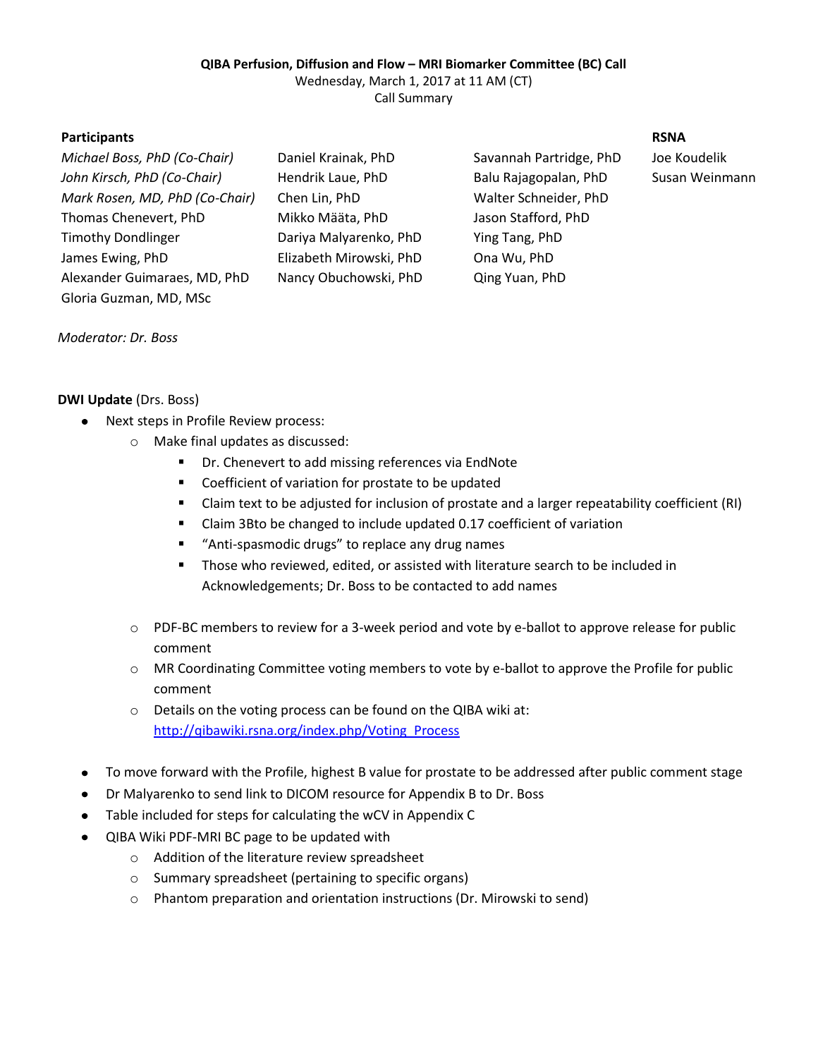**QIBA Perfusion, Diffusion and Flow – MRI Biomarker Committee (BC) Call**
Wednesday, March 1, 2017 at 11 AM (CT)
Call Summary

| Participants | | | RSNA |
|---|---|---|---|
| *Michael Boss, PhD (Co-Chair)* | Daniel Krainak, PhD | Savannah Partridge, PhD | Joe Koudelik |
| *John Kirsch, PhD (Co-Chair)* | Hendrik Laue, PhD | Balu Rajagopalan, PhD | Susan Weinmann |
| *Mark Rosen, MD, PhD (Co-Chair)* | Chen Lin, PhD | Walter Schneider, PhD | |
| Thomas Chenevert, PhD | Mikko Määta, PhD | Jason Stafford, PhD | |
| Timothy Dondlinger | Dariya Malyarenko, PhD | Ying Tang, PhD | |
| James Ewing, PhD | Elizabeth Mirowski, PhD | Ona Wu, PhD | |
| Alexander Guimaraes, MD, PhD | Nancy Obuchowski, PhD | Qing Yuan, PhD | |
| Gloria Guzman, MD, MSc | | | |

*Moderator: Dr. Boss*

**DWI Update** (Drs. Boss)

- Next steps in Profile Review process:
  - Make final updates as discussed:
    - Dr. Chenevert to add missing references via EndNote
    - Coefficient of variation for prostate to be updated
    - Claim text to be adjusted for inclusion of prostate and a larger repeatability coefficient (RI)
    - Claim 3Bto be changed to include updated 0.17 coefficient of variation
    - "Anti-spasmodic drugs" to replace any drug names
    - Those who reviewed, edited, or assisted with literature search to be included in Acknowledgements; Dr. Boss to be contacted to add names
  - PDF-BC members to review for a 3-week period and vote by e-ballot to approve release for public comment
  - MR Coordinating Committee voting members to vote by e-ballot to approve the Profile for public comment
  - Details on the voting process can be found on the QIBA wiki at: [http://qibawiki.rsna.org/index.php/Voting_Process](http://qibawiki.rsna.org/index.php/Voting_Process)
- To move forward with the Profile, highest B value for prostate to be addressed after public comment stage
- Dr Malyarenko to send link to DICOM resource for Appendix B to Dr. Boss
- Table included for steps for calculating the wCV in Appendix C
- QIBA Wiki PDF-MRI BC page to be updated with
  - Addition of the literature review spreadsheet
  - Summary spreadsheet (pertaining to specific organs)
  - Phantom preparation and orientation instructions (Dr. Mirowski to send)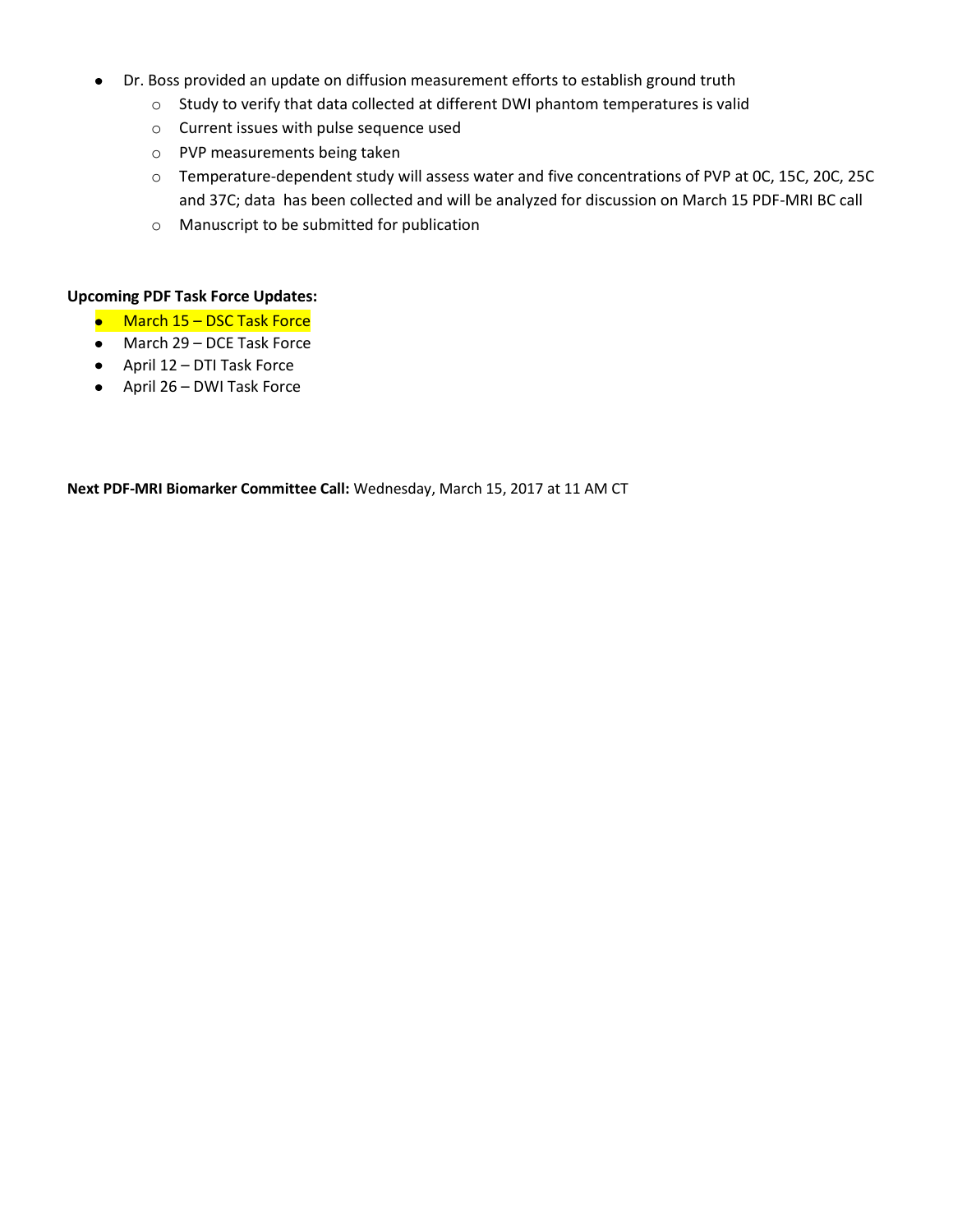- Dr. Boss provided an update on diffusion measurement efforts to establish ground truth
    - Study to verify that data collected at different DWI phantom temperatures is valid
    - Current issues with pulse sequence used
    - PVP measurements being taken
    - Temperature-dependent study will assess water and five concentrations of PVP at 0C, 15C, 20C, 25C and 37C; data has been collected and will be analyzed for discussion on March 15 PDF-MRI BC call
    - Manuscript to be submitted for publication

**Upcoming PDF Task Force Updates:**

- March 15 – DSC Task Force
- March 29 – DCE Task Force
- April 12 – DTI Task Force
- April 26 – DWI Task Force

**Next PDF-MRI Biomarker Committee Call:** Wednesday, March 15, 2017 at 11 AM CT